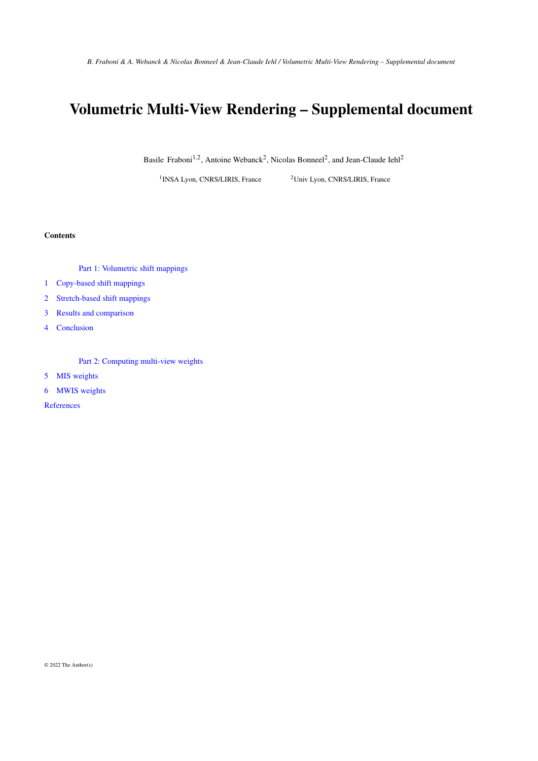# Volumetric Multi-View Rendering – Supplemental document

Basile Fraboni[1,2], Antoine Webanck[2], Nicolas Bonneel[2], and Jean-Claude Iehl[2]

[1]INSA Lyon, CNRS/LIRIS, France [2]Univ Lyon, CNRS/LIRIS, France

**Contents**

Part 1: Volumetric shift mappings

1 Copy-based shift mappings

2 Stretch-based shift mappings

3 Results and comparison

4 Conclusion

Part 2: Computing multi-view weights

5 MIS weights

6 MWIS weights

References

© 2022 The Author(s)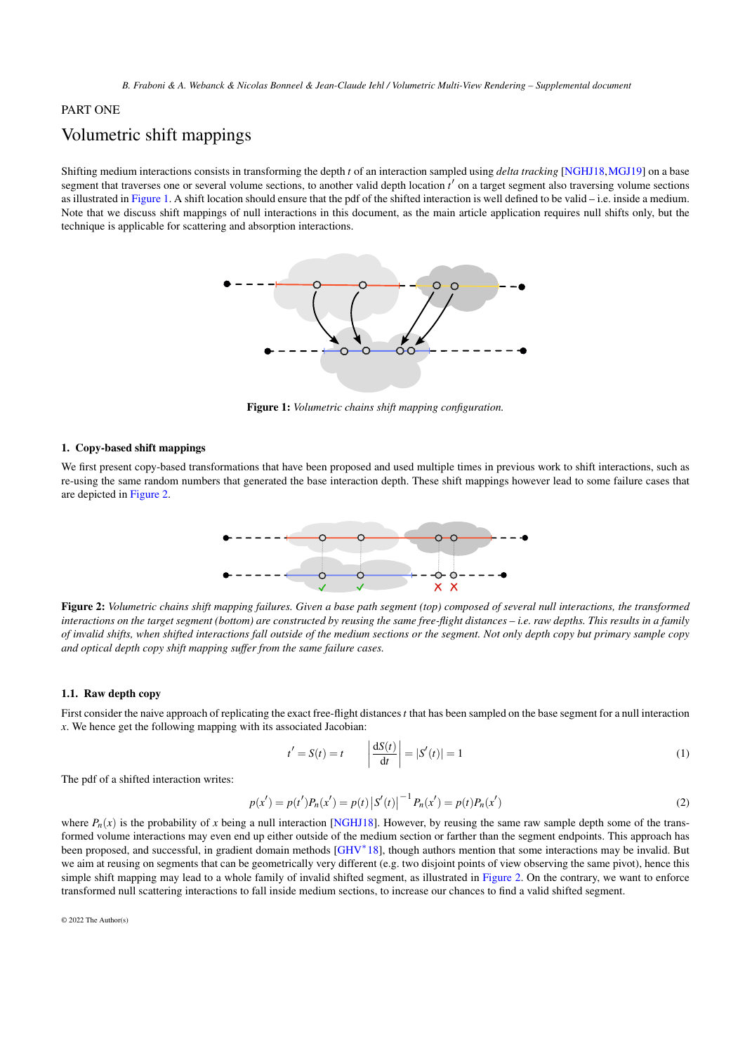PART ONE

# Volumetric shift mappings

Shifting medium interactions consists in transforming the depth $t$ of an interaction sampled using *delta tracking* [NGHJ18, MGJ19] on a base segment that traverses one or several volume sections, to another valid depth location $t'$ on a target segment also traversing volume sections as illustrated in Figure 1. A shift location should ensure that the pdf of the shifted interaction is well defined to be valid – i.e. inside a medium. Note that we discuss shift mappings of null interactions in this document, as the main article application requires null shifts only, but the technique is applicable for scattering and absorption interactions.

**Figure 1:** *Volumetric chains shift mapping configuration.*

## 1. Copy-based shift mappings

We first present copy-based transformations that have been proposed and used multiple times in previous work to shift interactions, such as re-using the same random numbers that generated the base interaction depth. These shift mappings however lead to some failure cases that are depicted in Figure 2.

**Figure 2:** *Volumetric chains shift mapping failures. Given a base path segment (top) composed of several null interactions, the transformed interactions on the target segment (bottom) are constructed by reusing the same free-flight distances – i.e. raw depths. This results in a family of invalid shifts, when shifted interactions fall outside of the medium sections or the segment. Not only depth copy but primary sample copy and optical depth copy shift mapping suffer from the same failure cases.*

### 1.1. Raw depth copy

First consider the naive approach of replicating the exact free-flight distances $t$ that has been sampled on the base segment for a null interaction $x$. We hence get the following mapping with its associated Jacobian:

$$t' = S(t) = t \qquad \left|\frac{\mathrm{d}S(t)}{\mathrm{d}t}\right| = |S'(t)| = 1 \tag{1}$$

The pdf of a shifted interaction writes:

$$p(x') = p(t')P_n(x') = p(t)\left|S'(t)\right|^{-1}P_n(x') = p(t)P_n(x') \tag{2}$$

where $P_n(x)$ is the probability of $x$ being a null interaction [NGHJ18]. However, by reusing the same raw sample depth some of the transformed volume interactions may even end up either outside of the medium section or farther than the segment endpoints. This approach has been proposed, and successful, in gradient domain methods [GHV*18], though authors mention that some interactions may be invalid. But we aim at reusing on segments that can be geometrically very different (e.g. two disjoint points of view observing the same pivot), hence this simple shift mapping may lead to a whole family of invalid shifted segment, as illustrated in Figure 2. On the contrary, we want to enforce transformed null scattering interactions to fall inside medium sections, to increase our chances to find a valid shifted segment.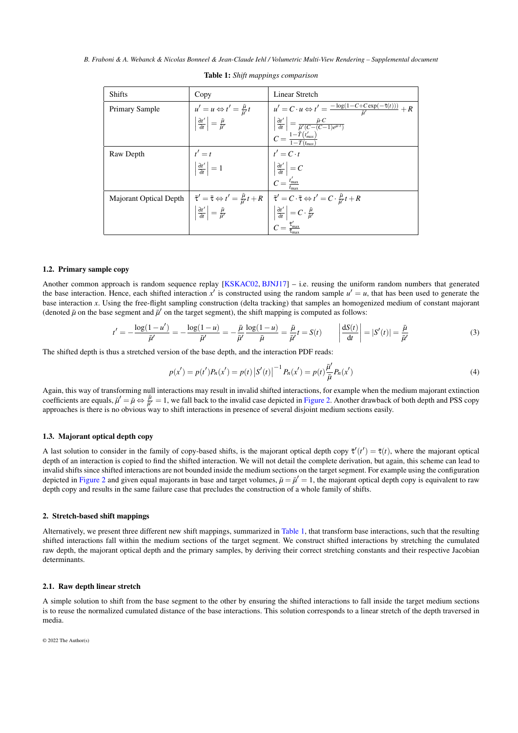**Table 1:** *Shift mappings comparison*

| Shifts | Copy | Linear Stretch |
|---|---|---|
| Primary Sample | $u' = u \Leftrightarrow t' = \frac{\bar{\mu}}{\bar{\mu}'} t$ <br> $\left\lvert \frac{\partial t'}{\partial t} \right\rvert = \frac{\bar{\mu}}{\bar{\mu}'}$ | $u' = C \cdot u \Leftrightarrow t' = \frac{-\log(1 - C + C\exp(-\bar{\tau}(t)))}{\bar{\mu}'} + R$ <br> $\left\lvert \frac{\partial t'}{\partial t} \right\rvert = \frac{\bar{\mu} \cdot C}{\bar{\mu}'(C-(C-1)e^{\bar{\mu} \cdot t})}$ <br> $C = \frac{1 - \bar{T}(t'_{max})}{1 - \bar{T}(t_{max})}$ |
| Raw Depth | $t' = t$ <br> $\left\lvert \frac{\partial t'}{\partial t} \right\rvert = 1$ | $t' = C \cdot t$ <br> $\left\lvert \frac{\partial t'}{\partial t} \right\rvert = C$ <br> $C = \frac{t'_{\max}}{t_{\max}}$ |
| Majorant Optical Depth | $\bar{\tau}' = \bar{\tau} \Leftrightarrow t' = \frac{\bar{\mu}}{\bar{\mu}'} t + R$ <br> $\left\lvert \frac{\partial t'}{\partial t} \right\rvert = \frac{\bar{\mu}}{\bar{\mu}'}$ | $\bar{\tau}' = C \cdot \bar{\tau} \Leftrightarrow t' = C \cdot \frac{\bar{\mu}}{\bar{\mu}'} t + R$ <br> $\left\lvert \frac{\partial t'}{\partial t} \right\rvert = C \cdot \frac{\bar{\mu}}{\bar{\mu}'}$ <br> $C = \frac{\bar{\tau}'_{\max}}{\bar{\tau}_{\max}}$ |

### 1.2. Primary sample copy

Another common approach is random sequence replay [KSKAC02, BJNJ17] – i.e. reusing the uniform random numbers that generated the base interaction. Hence, each shifted interaction $x'$ is constructed using the random sample $u' = u$, that has been used to generate the base interaction $x$. Using the free-flight sampling construction (delta tracking) that samples an homogenized medium of constant majorant (denoted $\bar{\mu}$ on the base segment and $\bar{\mu}'$ on the target segment), the shift mapping is computed as follows:

$$t' = -\frac{\log(1-u')}{\bar{\mu}'} = -\frac{\log(1-u)}{\bar{\mu}'} = -\frac{\bar{\mu}}{\bar{\mu}'}\frac{\log(1-u)}{\bar{\mu}} = \frac{\bar{\mu}}{\bar{\mu}'}t = S(t) \qquad \left\lvert \frac{\mathrm{d}S(t)}{\mathrm{d}t} \right\rvert = \lvert S'(t) \rvert = \frac{\bar{\mu}}{\bar{\mu}'} \tag{3}$$

The shifted depth is thus a stretched version of the base depth, and the interaction PDF reads:

$$p(x') = p(t')P_n(x') = p(t)\left\lvert S'(t) \right\rvert^{-1} P_n(x') = p(t)\frac{\bar{\mu}'}{\bar{\mu}}P_n(x') \tag{4}$$

Again, this way of transforming null interactions may result in invalid shifted interactions, for example when the medium majorant extinction coefficients are equals, $\bar{\mu}' = \bar{\mu} \Leftrightarrow \frac{\bar{\mu}}{\bar{\mu}'} = 1$, we fall back to the invalid case depicted in Figure 2. Another drawback of both depth and PSS copy approaches is there is no obvious way to shift interactions in presence of several disjoint medium sections easily.

### 1.3. Majorant optical depth copy

A last solution to consider in the family of copy-based shifts, is the majorant optical depth copy $\bar{\tau}'(t') = \bar{\tau}(t)$, where the majorant optical depth of an interaction is copied to find the shifted interaction. We will not detail the complete derivation, but again, this scheme can lead to invalid shifts since shifted interactions are not bounded inside the medium sections on the target segment. For example using the configuration depicted in Figure 2 and given equal majorants in base and target volumes, $\bar{\mu} = \bar{\mu}' = 1$, the majorant optical depth copy is equivalent to raw depth copy and results in the same failure case that precludes the construction of a whole family of shifts.

## 2. Stretch-based shift mappings

Alternatively, we present three different new shift mappings, summarized in Table 1, that transform base interactions, such that the resulting shifted interactions fall within the medium sections of the target segment. We construct shifted interactions by stretching the cumulated raw depth, the majorant optical depth and the primary samples, by deriving their correct stretching constants and their respective Jacobian determinants.

### 2.1. Raw depth linear stretch

A simple solution to shift from the base segment to the other by ensuring the shifted interactions to fall inside the target medium sections is to reuse the normalized cumulated distance of the base interactions. This solution corresponds to a linear stretch of the depth traversed in media.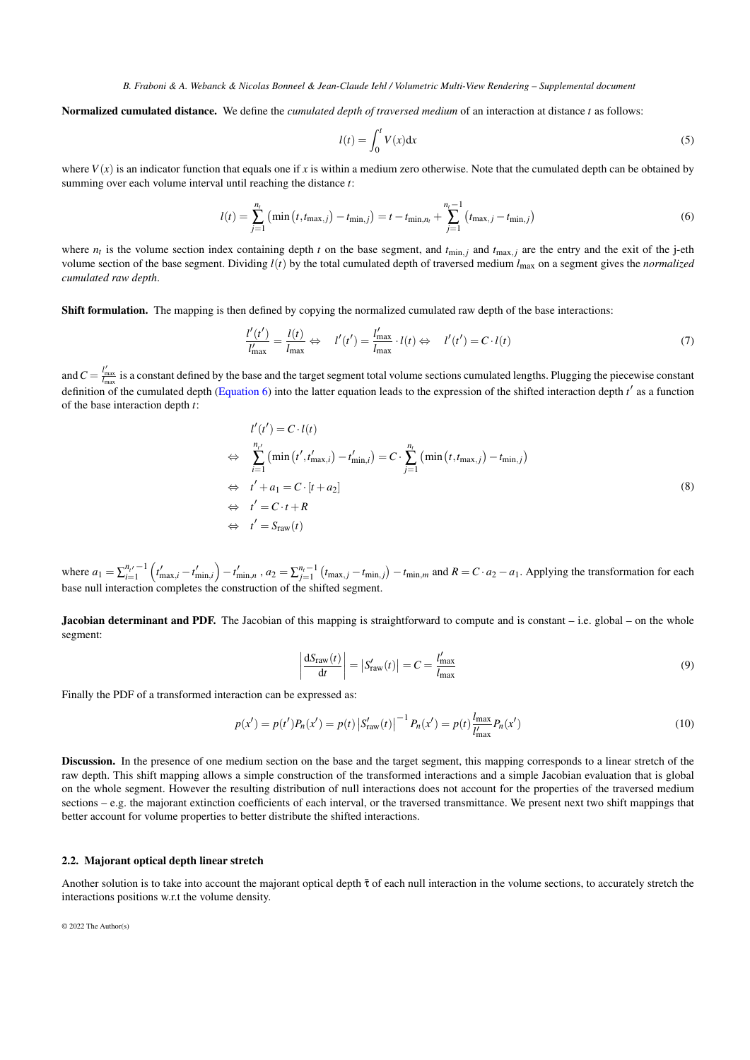**Normalized cumulated distance.** We define the *cumulated depth of traversed medium* of an interaction at distance $t$ as follows:

$$l(t) = \int_0^t V(x)\mathrm{d}x \tag{5}$$

where $V(x)$ is an indicator function that equals one if $x$ is within a medium zero otherwise. Note that the cumulated depth can be obtained by summing over each volume interval until reaching the distance $t$:

$$l(t) = \sum_{j=1}^{n_t} \left(\min\left(t, t_{\max,j}\right) - t_{\min,j}\right) = t - t_{\min,n_t} + \sum_{j=1}^{n_t-1} \left(t_{\max,j} - t_{\min,j}\right) \tag{6}$$

where $n_t$ is the volume section index containing depth $t$ on the base segment, and $t_{\min,j}$ and $t_{\max,j}$ are the entry and the exit of the j-eth volume section of the base segment. Dividing $l(t)$ by the total cumulated depth of traversed medium $l_{\max}$ on a segment gives the *normalized cumulated raw depth*.

**Shift formulation.** The mapping is then defined by copying the normalized cumulated raw depth of the base interactions:

$$\frac{l'(t')}{l'_{\max}} = \frac{l(t)}{l_{\max}} \Leftrightarrow \quad l'(t') = \frac{l'_{\max}}{l_{\max}} \cdot l(t) \Leftrightarrow \quad l'(t') = C \cdot l(t) \tag{7}$$

and $C = \frac{l'_{\max}}{l_{\max}}$ is a constant defined by the base and the target segment total volume sections cumulated lengths. Plugging the piecewise constant definition of the cumulated depth (Equation 6) into the latter equation leads to the expression of the shifted interaction depth $t'$ as a function of the base interaction depth $t$:

$$\begin{aligned}
& l'(t') = C \cdot l(t) \\
\Leftrightarrow \quad & \sum_{i=1}^{n_{t'}} \left(\min\left(t', t'_{\max,i}\right) - t'_{\min,i}\right) = C \cdot \sum_{j=1}^{n_t} \left(\min\left(t, t_{\max,j}\right) - t_{\min,j}\right) \\
\Leftrightarrow \quad & t' + a_1 = C \cdot [t + a_2] \\
\Leftrightarrow \quad & t' = C \cdot t + R \\
\Leftrightarrow \quad & t' = S_{\text{raw}}(t)
\end{aligned} \tag{8}$$

where $a_1 = \sum_{i=1}^{n_{t'}-1} \left(t'_{\max,i} - t'_{\min,i}\right) - t'_{\min,n}$ , $a_2 = \sum_{j=1}^{n_t-1} \left(t_{\max,j} - t_{\min,j}\right) - t_{\min,m}$ and $R = C \cdot a_2 - a_1$. Applying the transformation for each base null interaction completes the construction of the shifted segment.

**Jacobian determinant and PDF.** The Jacobian of this mapping is straightforward to compute and is constant – i.e. global – on the whole segment:

$$\left|\frac{\mathrm{d}S_{\text{raw}}(t)}{\mathrm{d}t}\right| = \left|S'_{\text{raw}}(t)\right| = C = \frac{l'_{\max}}{l_{\max}} \tag{9}$$

Finally the PDF of a transformed interaction can be expressed as:

$$p(x') = p(t')P_n(x') = p(t)\left|S'_{\text{raw}}(t)\right|^{-1} P_n(x') = p(t)\frac{l_{\max}}{l'_{\max}} P_n(x') \tag{10}$$

**Discussion.** In the presence of one medium section on the base and the target segment, this mapping corresponds to a linear stretch of the raw depth. This shift mapping allows a simple construction of the transformed interactions and a simple Jacobian evaluation that is global on the whole segment. However the resulting distribution of null interactions does not account for the properties of the traversed medium sections – e.g. the majorant extinction coefficients of each interval, or the traversed transmittance. We present next two shift mappings that better account for volume properties to better distribute the shifted interactions.

## 2.2. Majorant optical depth linear stretch

Another solution is to take into account the majorant optical depth $\bar{\tau}$ of each null interaction in the volume sections, to accurately stretch the interactions positions w.r.t the volume density.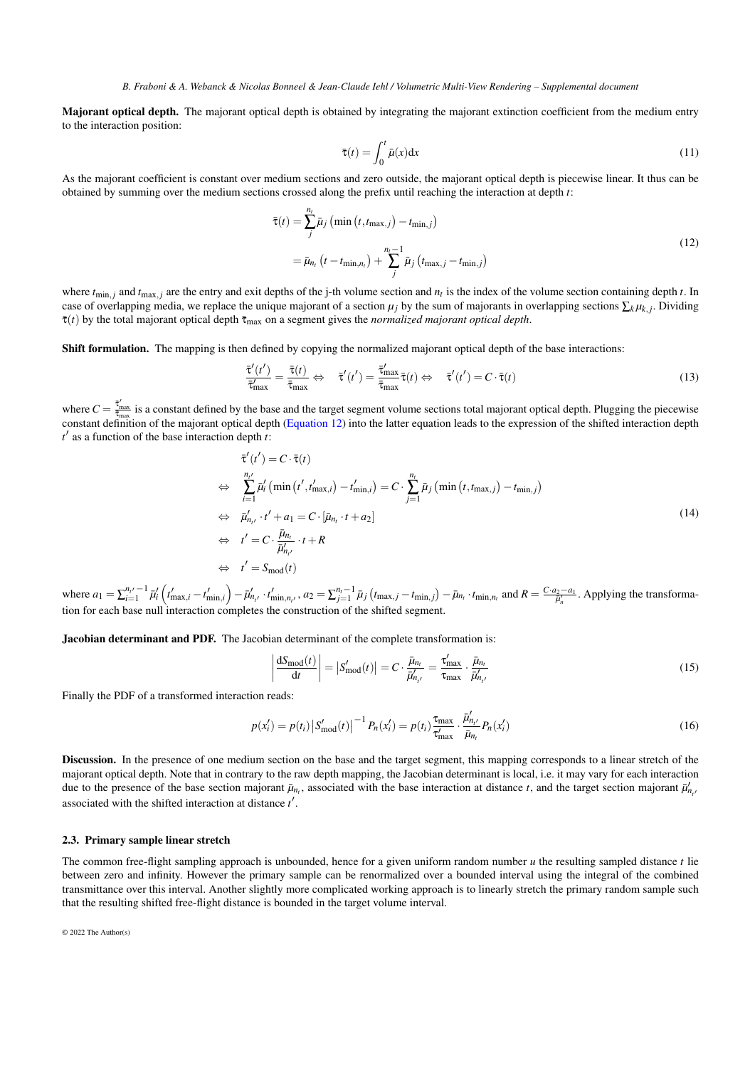**Majorant optical depth.** The majorant optical depth is obtained by integrating the majorant extinction coefficient from the medium entry to the interaction position:

$$\bar{\tau}(t) = \int_0^t \bar{\mu}(x)\mathrm{d}x \tag{11}$$

As the majorant coefficient is constant over medium sections and zero outside, the majorant optical depth is piecewise linear. It thus can be obtained by summing over the medium sections crossed along the prefix until reaching the interaction at depth $t$:

$$\begin{aligned}
\bar{\tau}(t) &= \sum_j^{n_t} \bar{\mu}_j \left(\min\left(t, t_{\max,j}\right) - t_{\min,j}\right) \\
&= \bar{\mu}_{n_t}\left(t - t_{\min,n_t}\right) + \sum_j^{n_t-1} \bar{\mu}_j \left(t_{\max,j} - t_{\min,j}\right)
\end{aligned} \tag{12}$$

where $t_{\min,j}$ and $t_{\max,j}$ are the entry and exit depths of the j-th volume section and $n_t$ is the index of the volume section containing depth $t$. In case of overlapping media, we replace the unique majorant of a section $\mu_j$ by the sum of majorants in overlapping sections $\sum_k \mu_{k,j}$. Dividing $\bar{\tau}(t)$ by the total majorant optical depth $\bar{\tau}_{\max}$ on a segment gives the *normalized majorant optical depth*.

**Shift formulation.** The mapping is then defined by copying the normalized majorant optical depth of the base interactions:

$$\frac{\bar{\tau}'(t')}{\bar{\tau}'_{\max}} = \frac{\bar{\tau}(t)}{\bar{\tau}_{\max}} \Leftrightarrow \quad \bar{\tau}'(t') = \frac{\bar{\tau}'_{\max}}{\bar{\tau}_{\max}}\bar{\tau}(t) \Leftrightarrow \quad \bar{\tau}'(t') = C \cdot \bar{\tau}(t) \tag{13}$$

where $C = \frac{\bar{\tau}'_{\max}}{\bar{\tau}_{\max}}$ is a constant defined by the base and the target segment volume sections total majorant optical depth. Plugging the piecewise constant definition of the majorant optical depth (Equation 12) into the latter equation leads to the expression of the shifted interaction depth $t'$ as a function of the base interaction depth $t$:

$$\begin{aligned}
& \bar{\tau}'(t') = C \cdot \bar{\tau}(t) \\
\Leftrightarrow \quad & \sum_{i=1}^{n_{t'}} \bar{\mu}'_i \left(\min\left(t', t'_{\max,i}\right) - t'_{\min,i}\right) = C \cdot \sum_{j=1}^{n_t} \bar{\mu}_j \left(\min\left(t, t_{\max,j}\right) - t_{\min,j}\right) \\
\Leftrightarrow \quad & \bar{\mu}'_{n_{t'}} \cdot t' + a_1 = C \cdot \left[\bar{\mu}_{n_t} \cdot t + a_2\right] \\
\Leftrightarrow \quad & t' = C \cdot \frac{\bar{\mu}_{n_t}}{\bar{\mu}'_{n_{t'}}} \cdot t + R \\
\Leftrightarrow \quad & t' = S_{\text{mod}}(t)
\end{aligned} \tag{14}$$

where $a_1 = \sum_{i=1}^{n_{t'}-1} \bar{\mu}'_i \left(t'_{\max,i} - t'_{\min,i}\right) - \bar{\mu}'_{n_{t'}} \cdot t'_{\min,n_{t'}}$, $a_2 = \sum_{j=1}^{n_t-1} \bar{\mu}_j \left(t_{\max,j} - t_{\min,j}\right) - \bar{\mu}_{n_t} \cdot t_{\min,n_t}$ and $R = \frac{C \cdot a_2 - a_1}{\bar{\mu}'_n}$. Applying the transformation for each base null interaction completes the construction of the shifted segment.

**Jacobian determinant and PDF.** The Jacobian determinant of the complete transformation is:

$$\left|\frac{\mathrm{d}S_{\text{mod}}(t)}{\mathrm{d}t}\right| = \left|S'_{\text{mod}}(t)\right| = C \cdot \frac{\bar{\mu}_{n_t}}{\bar{\mu}'_{n_{t'}}} = \frac{\tau'_{\max}}{\tau_{\max}} \cdot \frac{\bar{\mu}_{n_t}}{\bar{\mu}'_{n_{t'}}} \tag{15}$$

Finally the PDF of a transformed interaction reads:

$$p(x'_i) = p(t_i)\left|S'_{\text{mod}}(t)\right|^{-1} P_n(x'_i) = p(t_i)\frac{\tau_{\max}}{\tau'_{\max}} \cdot \frac{\bar{\mu}'_{n_{t'}}}{\bar{\mu}_{n_t}} P_n(x'_i) \tag{16}$$

**Discussion.** In the presence of one medium section on the base and the target segment, this mapping corresponds to a linear stretch of the majorant optical depth. Note that in contrary to the raw depth mapping, the Jacobian determinant is local, i.e. it may vary for each interaction due to the presence of the base section majorant $\bar{\mu}_{n_t}$, associated with the base interaction at distance $t$, and the target section majorant $\bar{\mu}'_{n_{t'}}$ associated with the shifted interaction at distance $t'$.

### 2.3. Primary sample linear stretch

The common free-flight sampling approach is unbounded, hence for a given uniform random number $u$ the resulting sampled distance $t$ lie between zero and infinity. However the primary sample can be renormalized over a bounded interval using the integral of the combined transmittance over this interval. Another slightly more complicated working approach is to linearly stretch the primary random sample such that the resulting shifted free-flight distance is bounded in the target volume interval.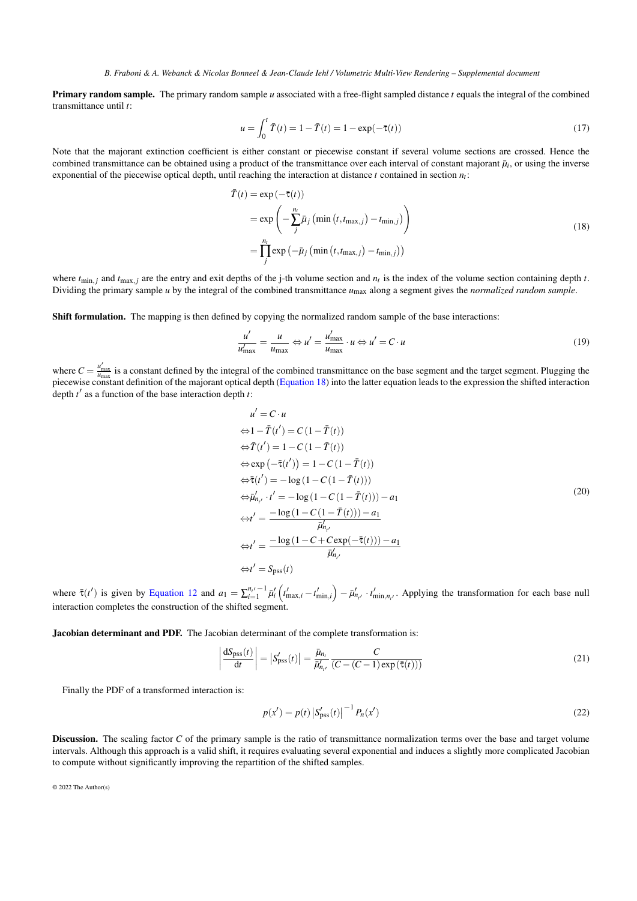**Primary random sample.** The primary random sample $u$ associated with a free-flight sampled distance $t$ equals the integral of the combined transmittance until $t$:

$$u = \int_0^t \bar{T}(t) = 1 - \bar{T}(t) = 1 - \exp(-\bar{\tau}(t)) \tag{17}$$

Note that the majorant extinction coefficient is either constant or piecewise constant if several volume sections are crossed. Hence the combined transmittance can be obtained using a product of the transmittance over each interval of constant majorant $\bar{\mu}_i$, or using the inverse exponential of the piecewise optical depth, until reaching the interaction at distance $t$ contained in section $n_t$:

$$\begin{aligned}
\bar{T}(t) &= \exp\left(-\bar{\tau}(t)\right) \\
&= \exp\left(-\sum_j^{n_t} \bar{\mu}_j \left(\min\left(t, t_{\max,j}\right) - t_{\min,j}\right)\right) \\
&= \prod_j^{n_t} \exp\left(-\bar{\mu}_j \left(\min\left(t, t_{\max,j}\right) - t_{\min,j}\right)\right)
\end{aligned} \tag{18}$$

where $t_{\min,j}$ and $t_{\max,j}$ are the entry and exit depths of the j-th volume section and $n_t$ is the index of the volume section containing depth $t$. Dividing the primary sample $u$ by the integral of the combined transmittance $u_{\max}$ along a segment gives the *normalized random sample*.

**Shift formulation.** The mapping is then defined by copying the normalized random sample of the base interactions:

$$\frac{u'}{u'_{\max}} = \frac{u}{u_{\max}} \Leftrightarrow u' = \frac{u'_{\max}}{u_{\max}} \cdot u \Leftrightarrow u' = C \cdot u \tag{19}$$

where $C = \frac{u'_{\max}}{u_{\max}}$ is a constant defined by the integral of the combined transmittance on the base segment and the target segment. Plugging the piecewise constant definition of the majorant optical depth (Equation 18) into the latter equation leads to the expression the shifted interaction depth $t'$ as a function of the base interaction depth $t$:

$$\begin{aligned}
& u' = C \cdot u \\
\Leftrightarrow & 1 - \bar{T}(t') = C\left(1 - \bar{T}(t)\right) \\
\Leftrightarrow & \bar{T}(t') = 1 - C\left(1 - \bar{T}(t)\right) \\
\Leftrightarrow & \exp\left(-\bar{\tau}(t')\right) = 1 - C\left(1 - \bar{T}(t)\right) \\
\Leftrightarrow & \bar{\tau}(t') = -\log\left(1 - C\left(1 - \bar{T}(t)\right)\right) \\
\Leftrightarrow & \bar{\mu}'_{n_{t'}} \cdot t' = -\log\left(1 - C\left(1 - \bar{T}(t)\right)\right) - a_1 \\
\Leftrightarrow & t' = \frac{-\log\left(1 - C\left(1 - \bar{T}(t)\right)\right) - a_1}{\bar{\mu}'_{n_{t'}}} \\
\Leftrightarrow & t' = \frac{-\log\left(1 - C + C\exp(-\bar{\tau}(t))\right) - a_1}{\bar{\mu}'_{n_{t'}}} \\
\Leftrightarrow & t' = S_{\text{pss}}(t)
\end{aligned} \tag{20}$$

where $\bar{\tau}(t')$ is given by Equation 12 and $a_1 = \sum_{i=1}^{n_{t'}-1} \bar{\mu}'_i \left(t'_{\max,i} - t'_{\min,i}\right) - \bar{\mu}'_{n_{t'}} \cdot t'_{\min,n_{t'}}$. Applying the transformation for each base null interaction completes the construction of the shifted segment.

**Jacobian determinant and PDF.** The Jacobian determinant of the complete transformation is:

$$\left|\frac{\mathrm{d}S_{\text{pss}}(t)}{\mathrm{d}t}\right| = \left|S'_{\text{pss}}(t)\right| = \frac{\bar{\mu}_{n_t}}{\bar{\mu}'_{n_{t'}}} \frac{C}{\left(C - (C-1)\exp\left(\bar{\tau}(t)\right)\right)} \tag{21}$$

Finally the PDF of a transformed interaction is:

$$p(x') = p(t)\left|S'_{\text{pss}}(t)\right|^{-1} P_n(x') \tag{22}$$

**Discussion.** The scaling factor $C$ of the primary sample is the ratio of transmittance normalization terms over the base and target volume intervals. Although this approach is a valid shift, it requires evaluating several exponential and induces a slightly more complicated Jacobian to compute without significantly improving the repartition of the shifted samples.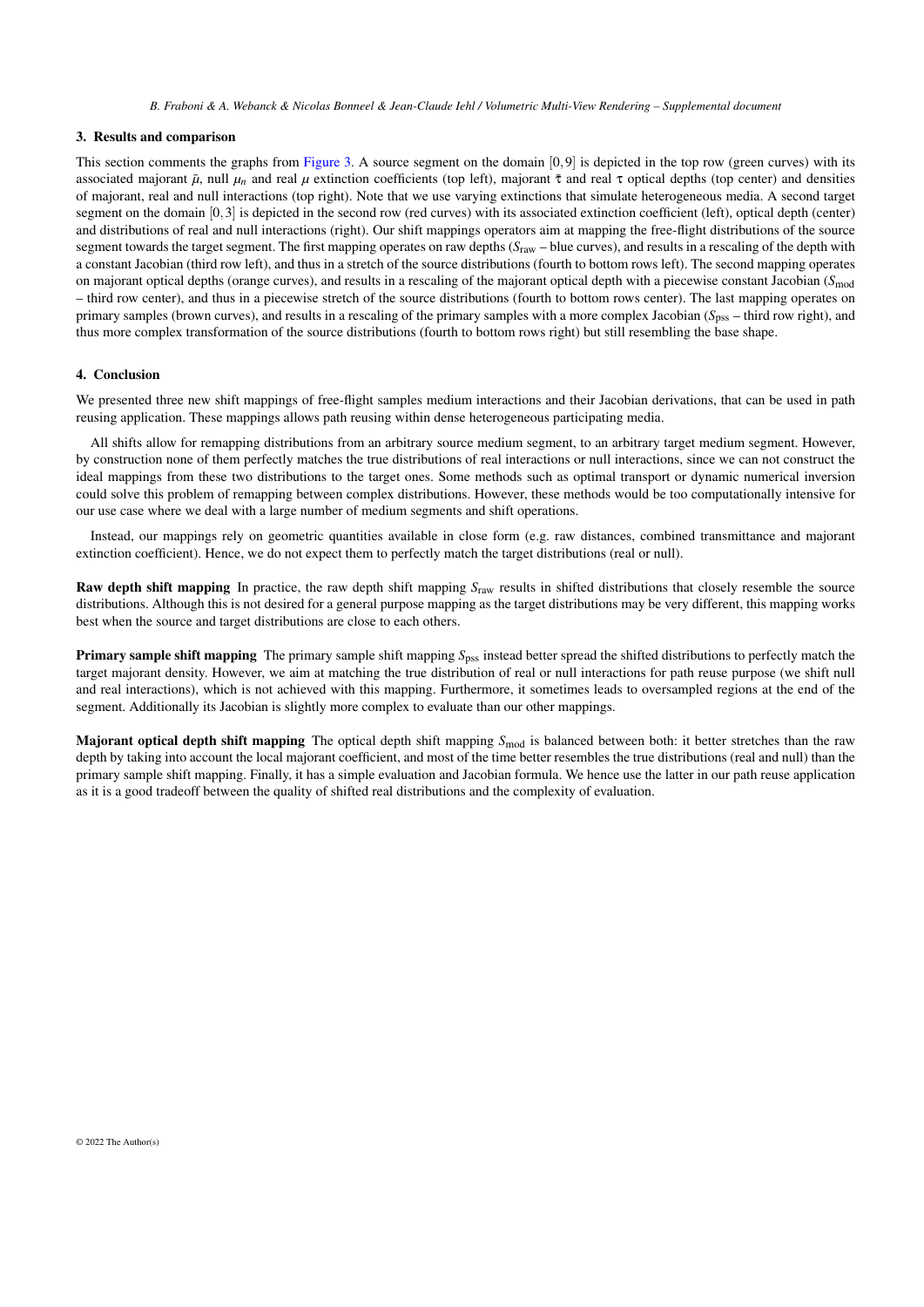## 3. Results and comparison

This section comments the graphs from Figure 3. A source segment on the domain $[0,9]$ is depicted in the top row (green curves) with its associated majorant $\bar{\mu}$, null $\mu_n$ and real $\mu$ extinction coefficients (top left), majorant $\bar{\tau}$ and real $\tau$ optical depths (top center) and densities of majorant, real and null interactions (top right). Note that we use varying extinctions that simulate heterogeneous media. A second target segment on the domain $[0,3]$ is depicted in the second row (red curves) with its associated extinction coefficient (left), optical depth (center) and distributions of real and null interactions (right). Our shift mappings operators aim at mapping the free-flight distributions of the source segment towards the target segment. The first mapping operates on raw depths ($S_{\text{raw}}$ – blue curves), and results in a rescaling of the depth with a constant Jacobian (third row left), and thus in a stretch of the source distributions (fourth to bottom rows left). The second mapping operates on majorant optical depths (orange curves), and results in a rescaling of the majorant optical depth with a piecewise constant Jacobian ($S_{\text{mod}}$ – third row center), and thus in a piecewise stretch of the source distributions (fourth to bottom rows center). The last mapping operates on primary samples (brown curves), and results in a rescaling of the primary samples with a more complex Jacobian ($S_{\text{pss}}$ – third row right), and thus more complex transformation of the source distributions (fourth to bottom rows right) but still resembling the base shape.

## 4. Conclusion

We presented three new shift mappings of free-flight samples medium interactions and their Jacobian derivations, that can be used in path reusing application. These mappings allows path reusing within dense heterogeneous participating media.

All shifts allow for remapping distributions from an arbitrary source medium segment, to an arbitrary target medium segment. However, by construction none of them perfectly matches the true distributions of real interactions or null interactions, since we can not construct the ideal mappings from these two distributions to the target ones. Some methods such as optimal transport or dynamic numerical inversion could solve this problem of remapping between complex distributions. However, these methods would be too computationally intensive for our use case where we deal with a large number of medium segments and shift operations.

Instead, our mappings rely on geometric quantities available in close form (e.g. raw distances, combined transmittance and majorant extinction coefficient). Hence, we do not expect them to perfectly match the target distributions (real or null).

**Raw depth shift mapping** In practice, the raw depth shift mapping $S_{\text{raw}}$ results in shifted distributions that closely resemble the source distributions. Although this is not desired for a general purpose mapping as the target distributions may be very different, this mapping works best when the source and target distributions are close to each others.

**Primary sample shift mapping** The primary sample shift mapping $S_{\text{pss}}$ instead better spread the shifted distributions to perfectly match the target majorant density. However, we aim at matching the true distribution of real or null interactions for path reuse purpose (we shift null and real interactions), which is not achieved with this mapping. Furthermore, it sometimes leads to oversampled regions at the end of the segment. Additionally its Jacobian is slightly more complex to evaluate than our other mappings.

**Majorant optical depth shift mapping** The optical depth shift mapping $S_{\text{mod}}$ is balanced between both: it better stretches than the raw depth by taking into account the local majorant coefficient, and most of the time better resembles the true distributions (real and null) than the primary sample shift mapping. Finally, it has a simple evaluation and Jacobian formula. We hence use the latter in our path reuse application as it is a good tradeoff between the quality of shifted real distributions and the complexity of evaluation.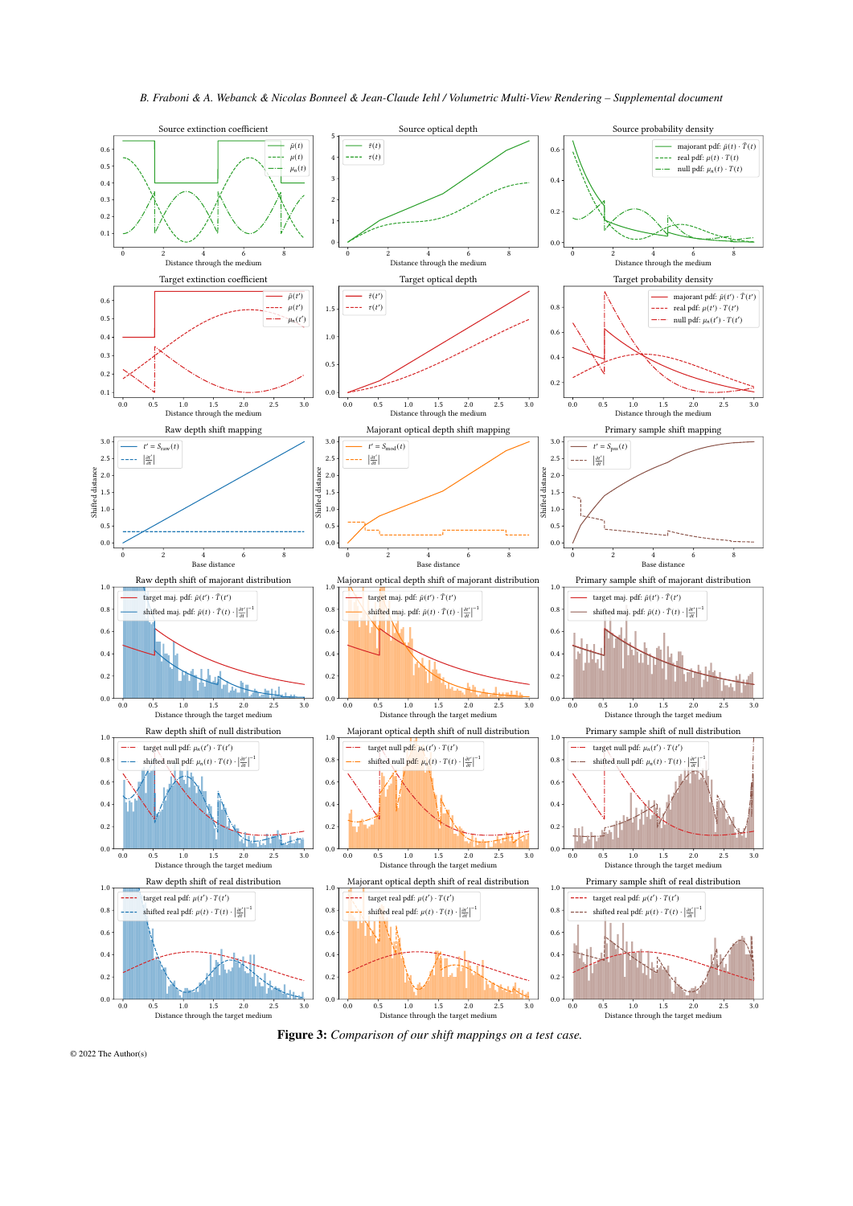**Figure 3:** *Comparison of our shift mappings on a test case.*

© 2022 The Author(s)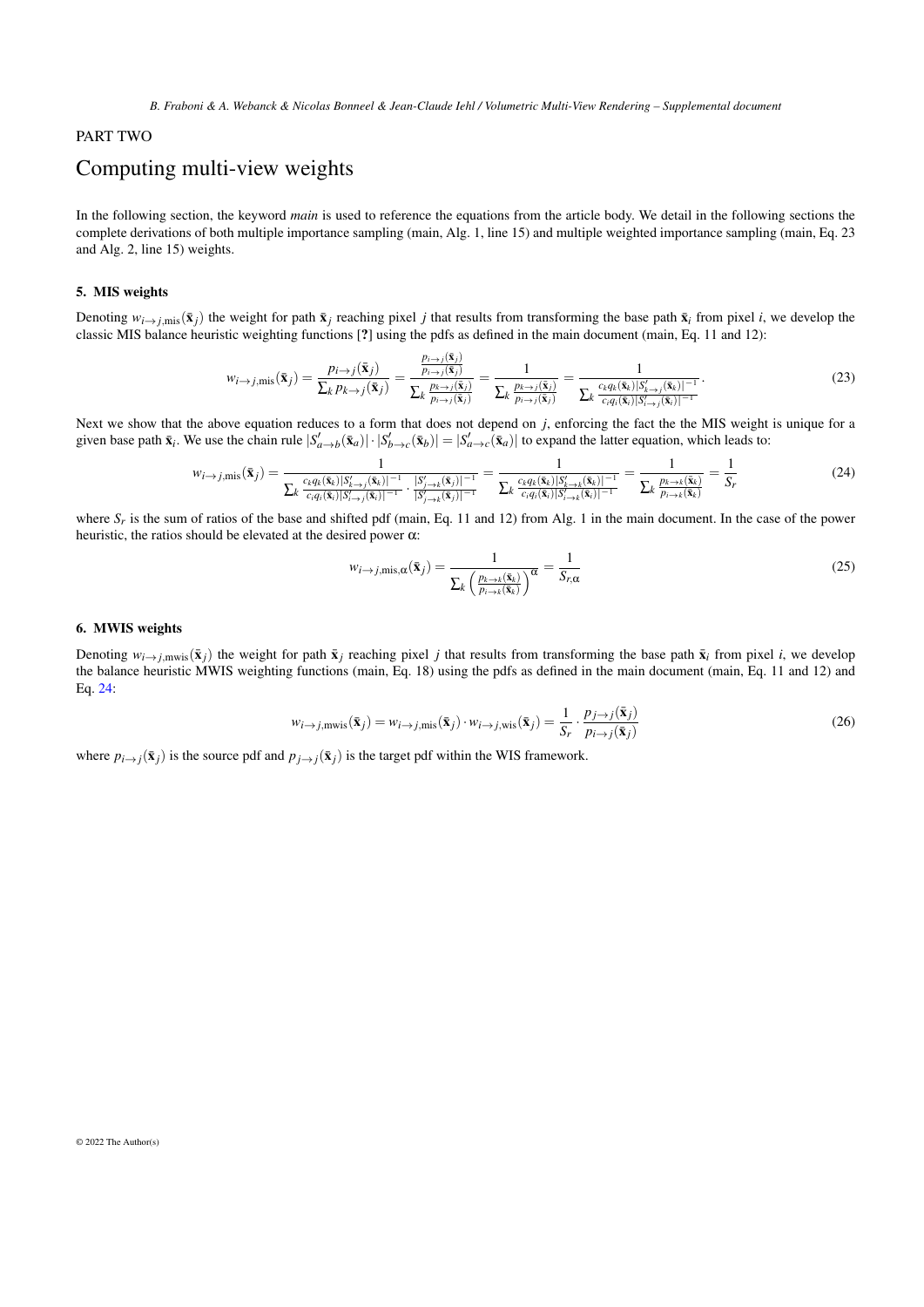PART TWO

# Computing multi-view weights

In the following section, the keyword *main* is used to reference the equations from the article body. We detail in the following sections the complete derivations of both multiple importance sampling (main, Alg. 1, line 15) and multiple weighted importance sampling (main, Eq. 23 and Alg. 2, line 15) weights.

## 5. MIS weights

Denoting $w_{i\to j,\text{mis}}(\bar{\mathbf{x}}_j)$ the weight for path $\bar{\mathbf{x}}_j$ reaching pixel $j$ that results from transforming the base path $\bar{\mathbf{x}}_i$ from pixel $i$, we develop the classic MIS balance heuristic weighting functions [?] using the pdfs as defined in the main document (main, Eq. 11 and 12):

$$w_{i\to j,\text{mis}}(\bar{\mathbf{x}}_j) = \frac{p_{i\to j}(\bar{\mathbf{x}}_j)}{\sum_k p_{k\to j}(\bar{\mathbf{x}}_j)} = \frac{\frac{p_{i\to j}(\bar{\mathbf{x}}_j)}{p_{i\to j}(\bar{\mathbf{x}}_j)}}{\sum_k \frac{p_{k\to j}(\bar{\mathbf{x}}_j)}{p_{i\to j}(\bar{\mathbf{x}}_j)}} = \frac{1}{\sum_k \frac{p_{k\to j}(\bar{\mathbf{x}}_j)}{p_{i\to j}(\bar{\mathbf{x}}_j)}} = \frac{1}{\sum_k \frac{c_k q_k(\bar{\mathbf{x}}_k)|S'_{k\to j}(\bar{\mathbf{x}}_k)|^{-1}}{c_i q_i(\bar{\mathbf{x}}_i)|S'_{i\to j}(\bar{\mathbf{x}}_i)|^{-1}}}. \tag{23}$$

Next we show that the above equation reduces to a form that does not depend on $j$, enforcing the fact the the MIS weight is unique for a given base path $\bar{\mathbf{x}}_i$. We use the chain rule $|S'_{a\to b}(\bar{\mathbf{x}}_a)|\cdot|S'_{b\to c}(\bar{\mathbf{x}}_b)| = |S'_{a\to c}(\bar{\mathbf{x}}_a)|$ to expand the latter equation, which leads to:

$$w_{i\to j,\text{mis}}(\bar{\mathbf{x}}_j) = \frac{1}{\sum_k \frac{c_k q_k(\bar{\mathbf{x}}_k)|S'_{k\to j}(\bar{\mathbf{x}}_k)|^{-1}}{c_i q_i(\bar{\mathbf{x}}_i)|S'_{i\to j}(\bar{\mathbf{x}}_i)|^{-1}} \cdot \frac{|S'_{j\to k}(\bar{\mathbf{x}}_j)|^{-1}}{|S'_{j\to k}(\bar{\mathbf{x}}_j)|^{-1}}} = \frac{1}{\sum_k \frac{c_k q_k(\bar{\mathbf{x}}_k)|S'_{k\to k}(\bar{\mathbf{x}}_k)|^{-1}}{c_i q_i(\bar{\mathbf{x}}_i)|S'_{i\to k}(\bar{\mathbf{x}}_i)|^{-1}}} = \frac{1}{\sum_k \frac{p_{k\to k}(\bar{\mathbf{x}}_k)}{p_{i\to k}(\bar{\mathbf{x}}_k)}} = \frac{1}{S_r} \tag{24}$$

where $S_r$ is the sum of ratios of the base and shifted pdf (main, Eq. 11 and 12) from Alg. 1 in the main document. In the case of the power heuristic, the ratios should be elevated at the desired power $\alpha$:

$$w_{i\to j,\text{mis},\alpha}(\bar{\mathbf{x}}_j) = \frac{1}{\sum_k \left(\frac{p_{k\to k}(\bar{\mathbf{x}}_k)}{p_{i\to k}(\bar{\mathbf{x}}_k)}\right)^\alpha} = \frac{1}{S_{r,\alpha}} \tag{25}$$

## 6. MWIS weights

Denoting $w_{i\to j,\text{mwis}}(\bar{\mathbf{x}}_j)$ the weight for path $\bar{\mathbf{x}}_j$ reaching pixel $j$ that results from transforming the base path $\bar{\mathbf{x}}_i$ from pixel $i$, we develop the balance heuristic MWIS weighting functions (main, Eq. 18) using the pdfs as defined in the main document (main, Eq. 11 and 12) and Eq. 24:

$$w_{i\to j,\text{mwis}}(\bar{\mathbf{x}}_j) = w_{i\to j,\text{mis}}(\bar{\mathbf{x}}_j)\cdot w_{i\to j,\text{wis}}(\bar{\mathbf{x}}_j) = \frac{1}{S_r}\cdot\frac{p_{j\to j}(\bar{\mathbf{x}}_j)}{p_{i\to j}(\bar{\mathbf{x}}_j)} \tag{26}$$

where $p_{i\to j}(\bar{\mathbf{x}}_j)$ is the source pdf and $p_{j\to j}(\bar{\mathbf{x}}_j)$ is the target pdf within the WIS framework.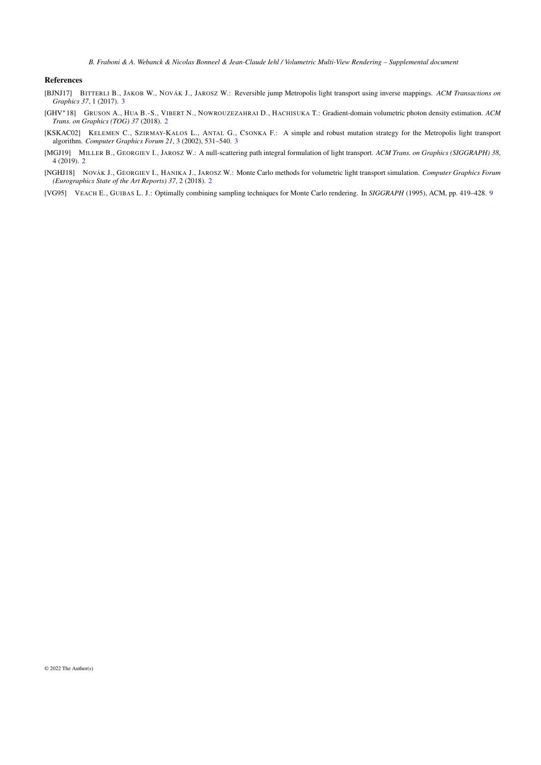## References

[BJNJ17] BITTERLI B., JAKOB W., NOVÁK J., JAROSZ W.: Reversible jump Metropolis light transport using inverse mappings. *ACM Transactions on Graphics 37*, 1 (2017). 3

[GHV*18] GRUSON A., HUA B.-S., VIBERT N., NOWROUZEZAHRAI D., HACHISUKA T.: Gradient-domain volumetric photon density estimation. *ACM Trans. on Graphics (TOG) 37* (2018). 2

[KSKAC02] KELEMEN C., SZIRMAY-KALOS L., ANTAL G., CSONKA F.: A simple and robust mutation strategy for the Metropolis light transport algorithm. *Computer Graphics Forum 21*, 3 (2002), 531–540. 3

[MGJ19] MILLER B., GEORGIEV I., JAROSZ W.: A null-scattering path integral formulation of light transport. *ACM Trans. on Graphics (SIGGRAPH) 38*, 4 (2019). 2

[NGHJ18] NOVÁK J., GEORGIEV I., HANIKA J., JAROSZ W.: Monte Carlo methods for volumetric light transport simulation. *Computer Graphics Forum (Eurographics State of the Art Reports) 37*, 2 (2018). 2

[VG95] VEACH E., GUIBAS L. J.: Optimally combining sampling techniques for Monte Carlo rendering. In *SIGGRAPH* (1995), ACM, pp. 419–428. 9